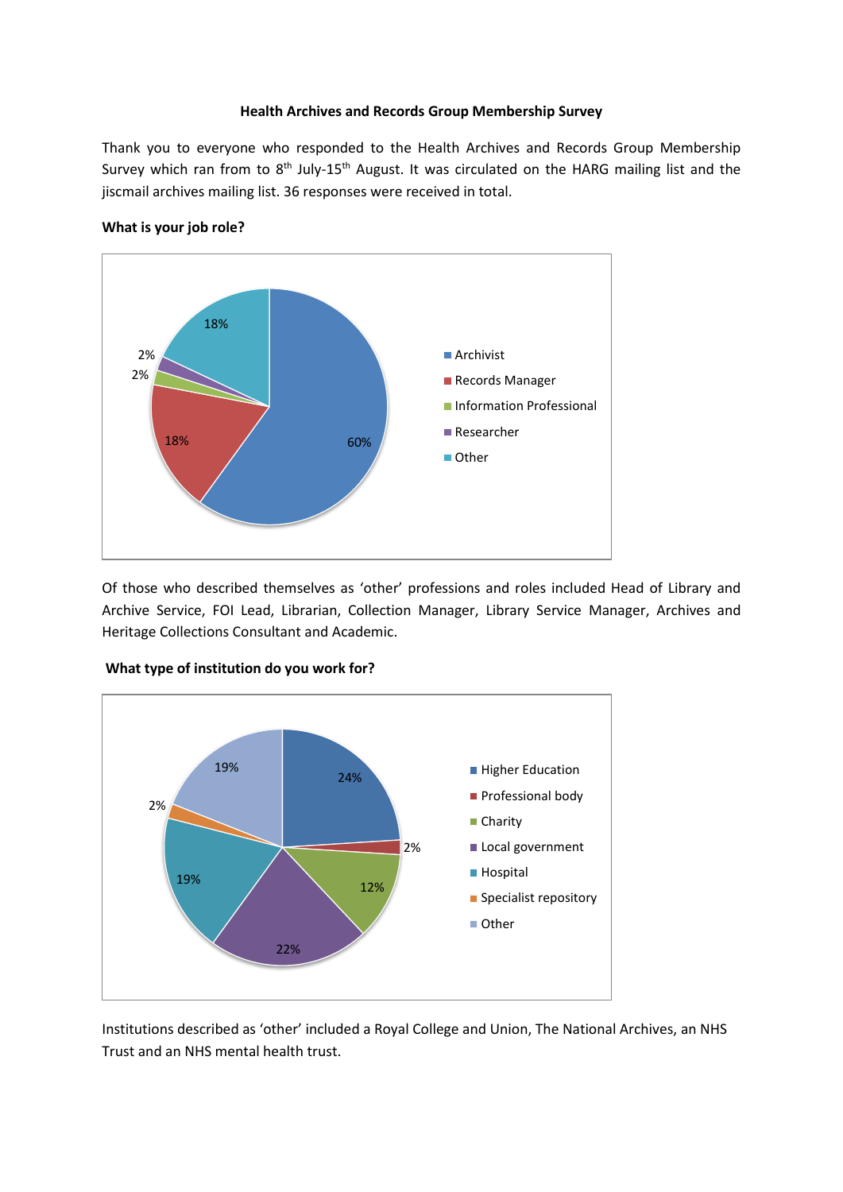**Health Archives and Records Group Membership Survey**

Thank you to everyone who responded to the Health Archives and Records Group Membership Survey which ran from to 8th July-15th August. It was circulated on the HARG mailing list and the jiscmail archives mailing list. 36 responses were received in total.

**What is your job role?**

| Job role | % |
| --- | --- |
| Archivist | 60% |
| Records Manager | 18% |
| Information Professional | 2% |
| Researcher | 2% |
| Other | 18% |

Of those who described themselves as 'other' professions and roles included Head of Library and Archive Service, FOI Lead, Librarian, Collection Manager, Library Service Manager, Archives and Heritage Collections Consultant and Academic.

**What type of institution do you work for?**

| Institution type | % |
| --- | --- |
| Higher Education | 24% |
| Professional body | 2% |
| Charity | 12% |
| Local government | 22% |
| Hospital | 19% |
| Specialist repository | 2% |
| Other | 19% |

Institutions described as 'other' included a Royal College and Union, The National Archives, an NHS Trust and an NHS mental health trust.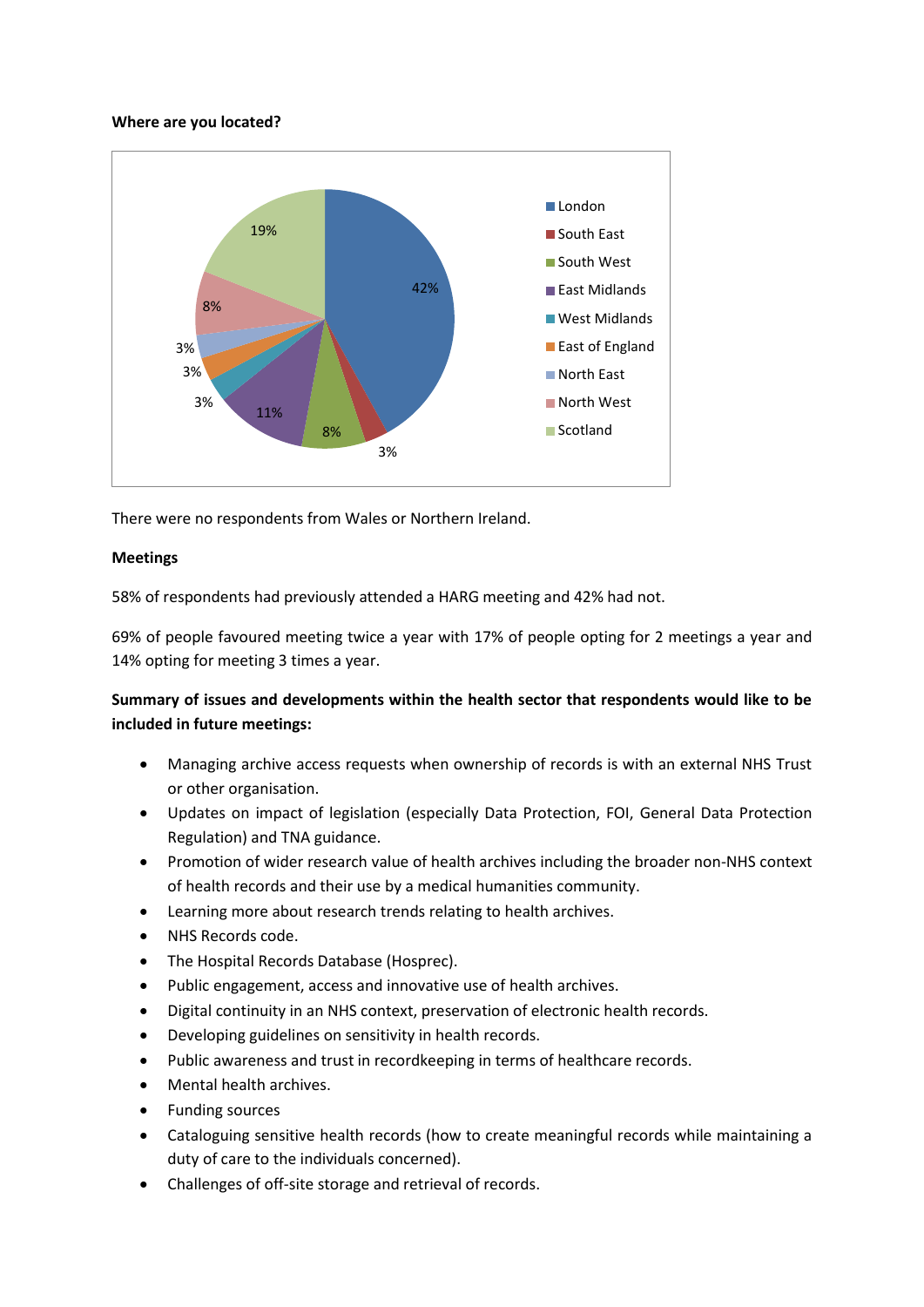**Where are you located?**

| Location | Percentage |
| --- | --- |
| London | 42% |
| South East | 3% |
| South West | 8% |
| East Midlands | 11% |
| West Midlands | 3% |
| East of England | 3% |
| North East | 3% |
| North West | 8% |
| Scotland | 19% |

There were no respondents from Wales or Northern Ireland.

**Meetings**

58% of respondents had previously attended a HARG meeting and 42% had not.

69% of people favoured meeting twice a year with 17% of people opting for 2 meetings a year and 14% opting for meeting 3 times a year.

**Summary of issues and developments within the health sector that respondents would like to be included in future meetings:**

- Managing archive access requests when ownership of records is with an external NHS Trust or other organisation.
- Updates on impact of legislation (especially Data Protection, FOI, General Data Protection Regulation) and TNA guidance.
- Promotion of wider research value of health archives including the broader non-NHS context of health records and their use by a medical humanities community.
- Learning more about research trends relating to health archives.
- NHS Records code.
- The Hospital Records Database (Hosprec).
- Public engagement, access and innovative use of health archives.
- Digital continuity in an NHS context, preservation of electronic health records.
- Developing guidelines on sensitivity in health records.
- Public awareness and trust in recordkeeping in terms of healthcare records.
- Mental health archives.
- Funding sources
- Cataloguing sensitive health records (how to create meaningful records while maintaining a duty of care to the individuals concerned).
- Challenges of off-site storage and retrieval of records.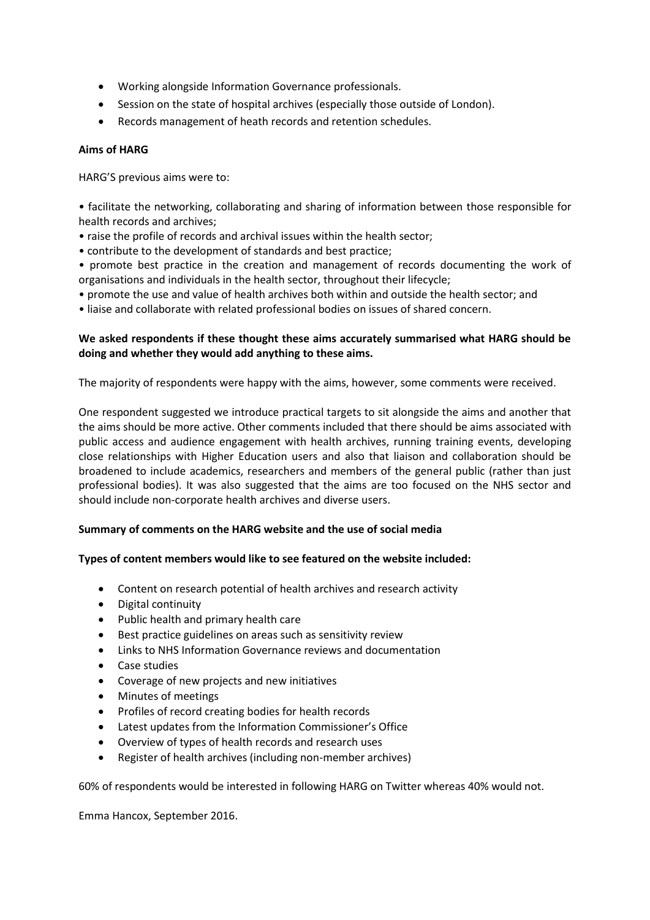- Working alongside Information Governance professionals.
- Session on the state of hospital archives (especially those outside of London).
- Records management of heath records and retention schedules.

**Aims of HARG**

HARG'S previous aims were to:

• facilitate the networking, collaborating and sharing of information between those responsible for health records and archives;
• raise the profile of records and archival issues within the health sector;
• contribute to the development of standards and best practice;
• promote best practice in the creation and management of records documenting the work of organisations and individuals in the health sector, throughout their lifecycle;
• promote the use and value of health archives both within and outside the health sector; and
• liaise and collaborate with related professional bodies on issues of shared concern.

**We asked respondents if these thought these aims accurately summarised what HARG should be doing and whether they would add anything to these aims.**

The majority of respondents were happy with the aims, however, some comments were received.

One respondent suggested we introduce practical targets to sit alongside the aims and another that the aims should be more active. Other comments included that there should be aims associated with public access and audience engagement with health archives, running training events, developing close relationships with Higher Education users and also that liaison and collaboration should be broadened to include academics, researchers and members of the general public (rather than just professional bodies). It was also suggested that the aims are too focused on the NHS sector and should include non-corporate health archives and diverse users.

**Summary of comments on the HARG website and the use of social media**

**Types of content members would like to see featured on the website included:**

- Content on research potential of health archives and research activity
- Digital continuity
- Public health and primary health care
- Best practice guidelines on areas such as sensitivity review
- Links to NHS Information Governance reviews and documentation
- Case studies
- Coverage of new projects and new initiatives
- Minutes of meetings
- Profiles of record creating bodies for health records
- Latest updates from the Information Commissioner's Office
- Overview of types of health records and research uses
- Register of health archives (including non-member archives)

60% of respondents would be interested in following HARG on Twitter whereas 40% would not.

Emma Hancox, September 2016.